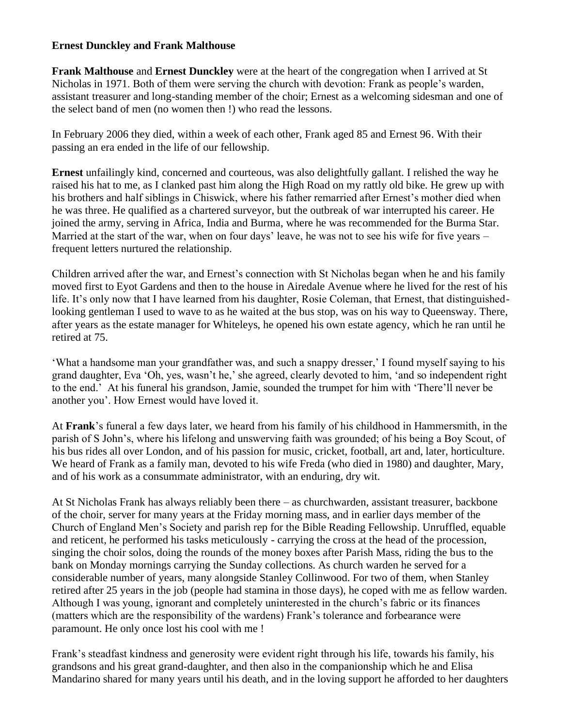**Ernest Dunckley and Frank Malthouse**

**Frank Malthouse** and **Ernest Dunckley** were at the heart of the congregation when I arrived at St Nicholas in 1971. Both of them were serving the church with devotion: Frank as people's warden, assistant treasurer and long-standing member of the choir; Ernest as a welcoming sidesman and one of the select band of men (no women then !) who read the lessons.

In February 2006 they died, within a week of each other, Frank aged 85 and Ernest 96. With their passing an era ended in the life of our fellowship.

**Ernest** unfailingly kind, concerned and courteous, was also delightfully gallant. I relished the way he raised his hat to me, as I clanked past him along the High Road on my rattly old bike. He grew up with his brothers and half siblings in Chiswick, where his father remarried after Ernest's mother died when he was three. He qualified as a chartered surveyor, but the outbreak of war interrupted his career. He joined the army, serving in Africa, India and Burma, where he was recommended for the Burma Star. Married at the start of the war, when on four days' leave, he was not to see his wife for five years – frequent letters nurtured the relationship.

Children arrived after the war, and Ernest's connection with St Nicholas began when he and his family moved first to Eyot Gardens and then to the house in Airedale Avenue where he lived for the rest of his life. It's only now that I have learned from his daughter, Rosie Coleman, that Ernest, that distinguished-looking gentleman I used to wave to as he waited at the bus stop, was on his way to Queensway. There, after years as the estate manager for Whiteleys, he opened his own estate agency, which he ran until he retired at 75.

'What a handsome man your grandfather was, and such a snappy dresser,' I found myself saying to his grand daughter, Eva 'Oh, yes, wasn't he,' she agreed, clearly devoted to him, 'and so independent right to the end.' At his funeral his grandson, Jamie, sounded the trumpet for him with 'There'll never be another you'. How Ernest would have loved it.

At **Frank**'s funeral a few days later, we heard from his family of his childhood in Hammersmith, in the parish of S John's, where his lifelong and unswerving faith was grounded; of his being a Boy Scout, of his bus rides all over London, and of his passion for music, cricket, football, art and, later, horticulture. We heard of Frank as a family man, devoted to his wife Freda (who died in 1980) and daughter, Mary, and of his work as a consummate administrator, with an enduring, dry wit.

At St Nicholas Frank has always reliably been there – as churchwarden, assistant treasurer, backbone of the choir, server for many years at the Friday morning mass, and in earlier days member of the Church of England Men's Society and parish rep for the Bible Reading Fellowship. Unruffled, equable and reticent, he performed his tasks meticulously - carrying the cross at the head of the procession, singing the choir solos, doing the rounds of the money boxes after Parish Mass, riding the bus to the bank on Monday mornings carrying the Sunday collections. As church warden he served for a considerable number of years, many alongside Stanley Collinwood. For two of them, when Stanley retired after 25 years in the job (people had stamina in those days), he coped with me as fellow warden. Although I was young, ignorant and completely uninterested in the church's fabric or its finances (matters which are the responsibility of the wardens) Frank's tolerance and forbearance were paramount. He only once lost his cool with me !

Frank's steadfast kindness and generosity were evident right through his life, towards his family, his grandsons and his great grand-daughter, and then also in the companionship which he and Elisa Mandarino shared for many years until his death, and in the loving support he afforded to her daughters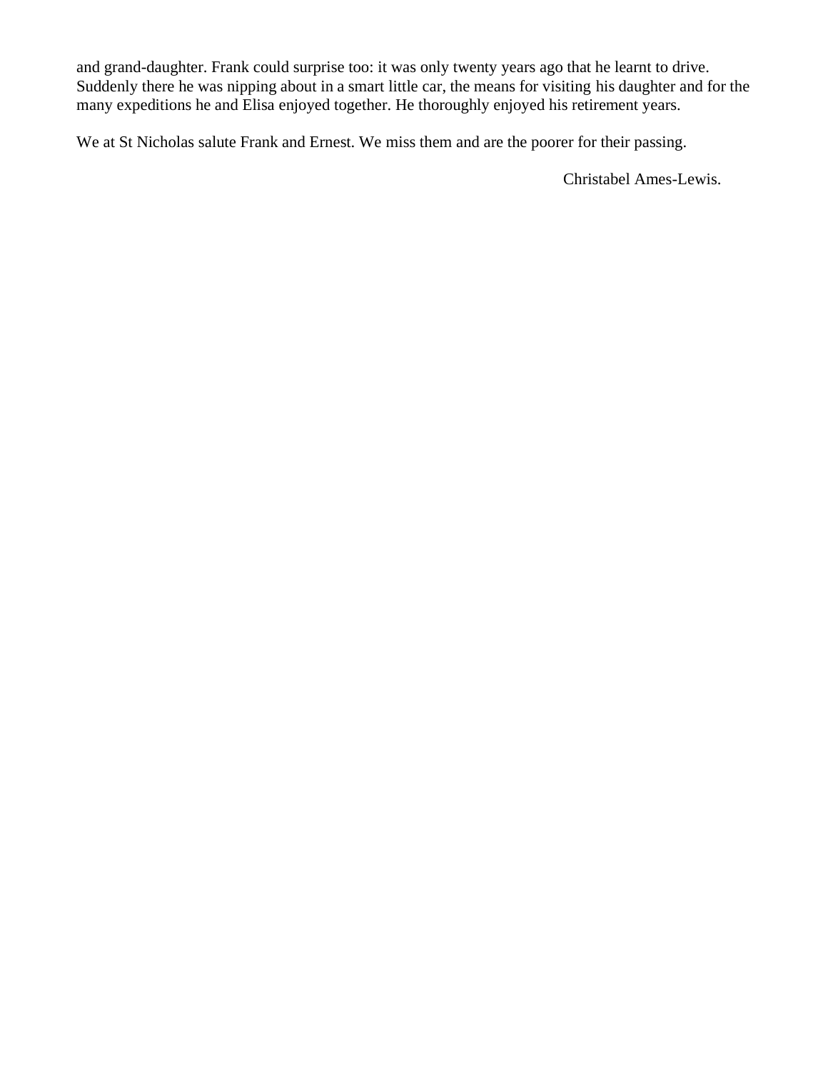and grand-daughter. Frank could surprise too: it was only twenty years ago that he learnt to drive. Suddenly there he was nipping about in a smart little car, the means for visiting his daughter and for the many expeditions he and Elisa enjoyed together. He thoroughly enjoyed his retirement years.

We at St Nicholas salute Frank and Ernest. We miss them and are the poorer for their passing.

Christabel Ames-Lewis.